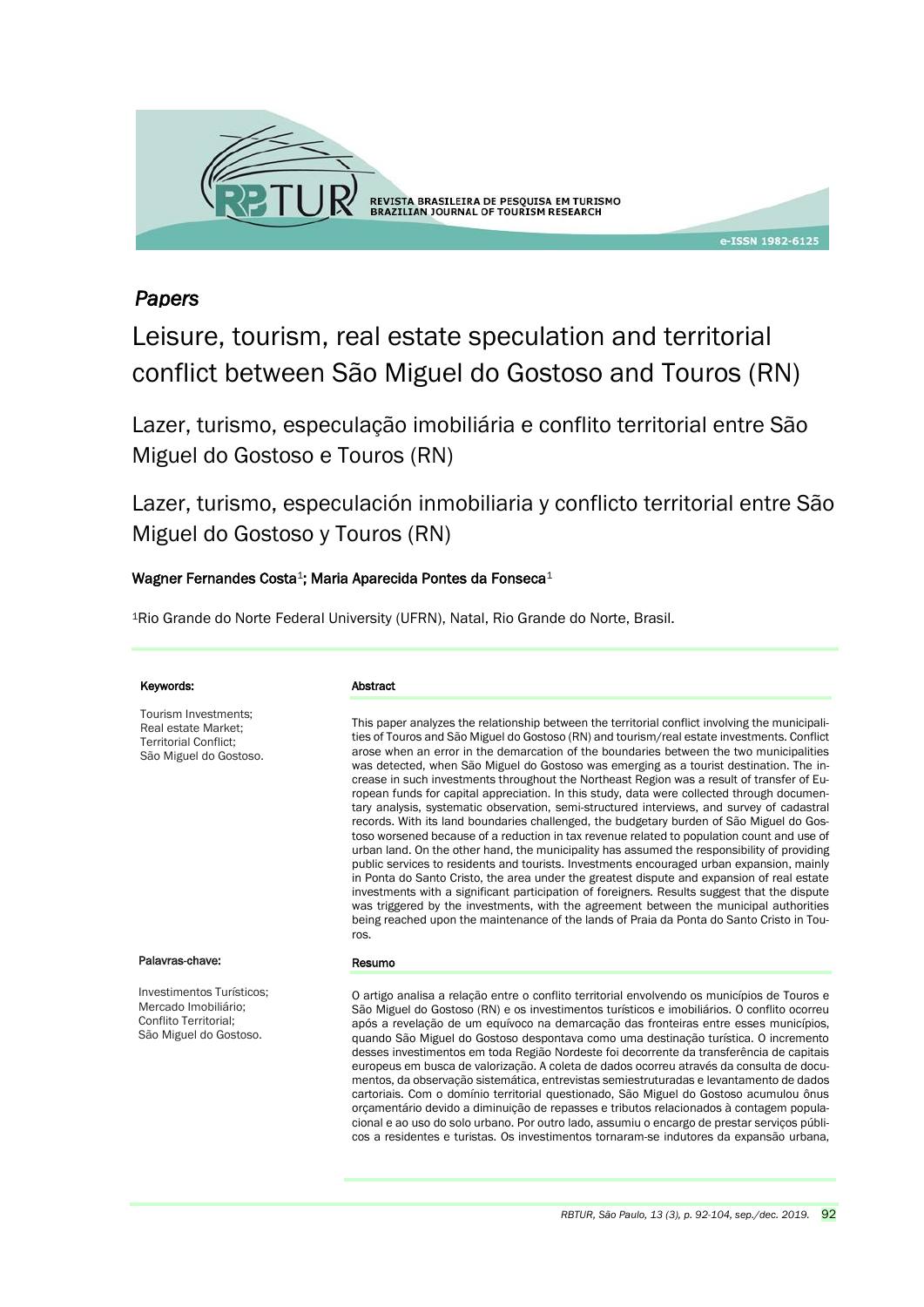*Papers*

# Leisure, tourism, real estate speculation and territorial conflict between São Miguel do Gostoso and Touros (RN)

## Lazer, turismo, especulação imobiliária e conflito territorial entre São Miguel do Gostoso e Touros (RN)

## Lazer, turismo, especulación inmobiliaria y conflicto territorial entre São Miguel do Gostoso y Touros (RN)

**Wagner Fernandes Costa**[1]**; Maria Aparecida Pontes da Fonseca**[1]

[1]Rio Grande do Norte Federal University (UFRN), Natal, Rio Grande do Norte, Brasil.

**Keywords:**

Tourism Investments;
Real estate Market;
Territorial Conflict;
São Miguel do Gostoso.

**Abstract**

This paper analyzes the relationship between the territorial conflict involving the municipalities of Touros and São Miguel do Gostoso (RN) and tourism/real estate investments. Conflict arose when an error in the demarcation of the boundaries between the two municipalities was detected, when São Miguel do Gostoso was emerging as a tourist destination. The increase in such investments throughout the Northeast Region was a result of transfer of European funds for capital appreciation. In this study, data were collected through documentary analysis, systematic observation, semi-structured interviews, and survey of cadastral records. With its land boundaries challenged, the budgetary burden of São Miguel do Gostoso worsened because of a reduction in tax revenue related to population count and use of urban land. On the other hand, the municipality has assumed the responsibility of providing public services to residents and tourists. Investments encouraged urban expansion, mainly in Ponta do Santo Cristo, the area under the greatest dispute and expansion of real estate investments with a significant participation of foreigners. Results suggest that the dispute was triggered by the investments, with the agreement between the municipal authorities being reached upon the maintenance of the lands of Praia da Ponta do Santo Cristo in Touros.

**Palavras-chave:**

Investimentos Turísticos;
Mercado Imobiliário;
Conflito Territorial;
São Miguel do Gostoso.

**Resumo**

O artigo analisa a relação entre o conflito territorial envolvendo os municípios de Touros e São Miguel do Gostoso (RN) e os investimentos turísticos e imobiliários. O conflito ocorreu após a revelação de um equívoco na demarcação das fronteiras entre esses municípios, quando São Miguel do Gostoso despontava como uma destinação turística. O incremento desses investimentos em toda Região Nordeste foi decorrente da transferência de capitais europeus em busca de valorização. A coleta de dados ocorreu através da consulta de documentos, da observação sistemática, entrevistas semiestruturadas e levantamento de dados cartoriais. Com o domínio territorial questionado, São Miguel do Gostoso acumulou ônus orçamentário devido a diminuição de repasses e tributos relacionados à contagem populacional e ao uso do solo urbano. Por outro lado, assumiu o encargo de prestar serviços públicos a residentes e turistas. Os investimentos tornaram-se indutores da expansão urbana,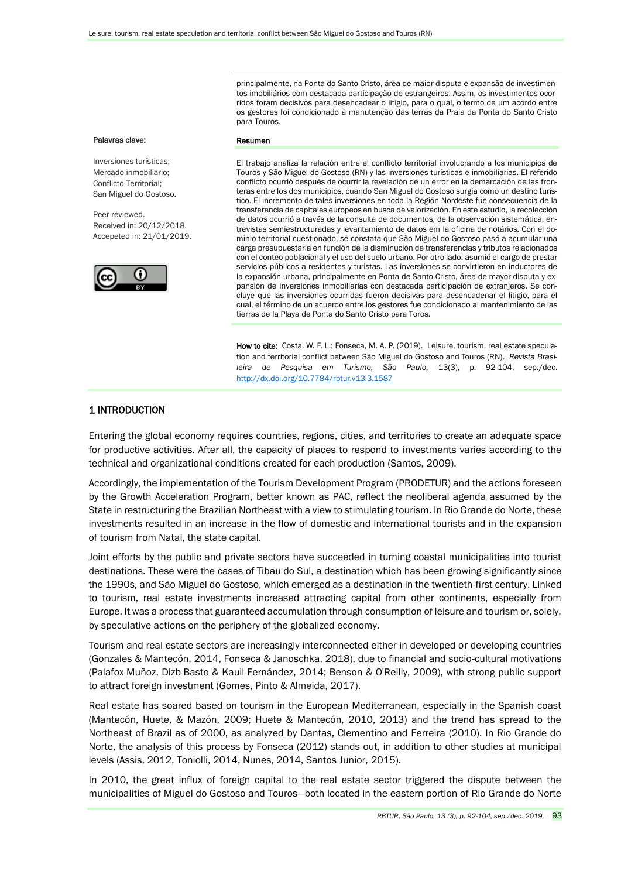principalmente, na Ponta do Santo Cristo, área de maior disputa e expansão de investimentos imobiliários com destacada participação de estrangeiros. Assim, os investimentos ocorridos foram decisivos para desencadear o litígio, para o qual, o termo de um acordo entre os gestores foi condicionado à manutenção das terras da Praia da Ponta do Santo Cristo para Touros.

**Palavras clave:**

Inversiones turísticas;
Mercado inmobiliario;
Conflicto Territorial;
San Miguel do Gostoso.

Peer reviewed.
Received in: 20/12/2018.
Accepeted in: 21/01/2019.

**Resumen**

El trabajo analiza la relación entre el conflicto territorial involucrando a los municipios de Touros y São Miguel do Gostoso (RN) y las inversiones turísticas e inmobiliarias. El referido conflicto ocurrió después de ocurrir la revelación de un error en la demarcación de las fronteras entre los dos municipios, cuando San Miguel do Gostoso surgía como un destino turístico. El incremento de tales inversiones en toda la Región Nordeste fue consecuencia de la transferencia de capitales europeos en busca de valorización. En este estudio, la recolección de datos ocurrió a través de la consulta de documentos, de la observación sistemática, entrevistas semiestructuradas y levantamiento de datos em la oficina de notários. Con el dominio territorial cuestionado, se constata que São Miguel do Gostoso pasó a acumular una carga presupuestaria en función de la disminución de transferencias y tributos relacionados con el conteo poblacional y el uso del suelo urbano. Por otro lado, asumió el cargo de prestar servicios públicos a residentes y turistas. Las inversiones se convirtieron en inductores de la expansión urbana, principalmente en Ponta de Santo Cristo, área de mayor disputa y expansión de inversiones inmobiliarias con destacada participación de extranjeros. Se concluye que las inversiones ocurridas fueron decisivas para desencadenar el litigio, para el cual, el término de un acuerdo entre los gestores fue condicionado al mantenimiento de las tierras de la Playa de Ponta do Santo Cristo para Toros.

**How to cite:** Costa, W. F. L.; Fonseca, M. A. P. (2019). Leisure, tourism, real estate speculation and territorial conflict between São Miguel do Gostoso and Touros (RN). *Revista Brasileira de Pesquisa em Turismo, São Paulo,* 13(3), p. 92-104, sep./dec. http://dx.doi.org/10.7784/rbtur.v13i3.1587

## 1 INTRODUCTION

Entering the global economy requires countries, regions, cities, and territories to create an adequate space for productive activities. After all, the capacity of places to respond to investments varies according to the technical and organizational conditions created for each production (Santos, 2009).

Accordingly, the implementation of the Tourism Development Program (PRODETUR) and the actions foreseen by the Growth Acceleration Program, better known as PAC, reflect the neoliberal agenda assumed by the State in restructuring the Brazilian Northeast with a view to stimulating tourism. In Rio Grande do Norte, these investments resulted in an increase in the flow of domestic and international tourists and in the expansion of tourism from Natal, the state capital.

Joint efforts by the public and private sectors have succeeded in turning coastal municipalities into tourist destinations. These were the cases of Tibau do Sul, a destination which has been growing significantly since the 1990s, and São Miguel do Gostoso, which emerged as a destination in the twentieth-first century. Linked to tourism, real estate investments increased attracting capital from other continents, especially from Europe. It was a process that guaranteed accumulation through consumption of leisure and tourism or, solely, by speculative actions on the periphery of the globalized economy.

Tourism and real estate sectors are increasingly interconnected either in developed or developing countries (Gonzales & Mantecón, 2014, Fonseca & Janoschka, 2018), due to financial and socio-cultural motivations (Palafox-Muñoz, Dizb-Basto & Kauil-Fernández, 2014; Benson & O'Reilly, 2009), with strong public support to attract foreign investment (Gomes, Pinto & Almeida, 2017).

Real estate has soared based on tourism in the European Mediterranean, especially in the Spanish coast (Mantecón, Huete, & Mazón, 2009; Huete & Mantecón, 2010, 2013) and the trend has spread to the Northeast of Brazil as of 2000, as analyzed by Dantas, Clementino and Ferreira (2010). In Rio Grande do Norte, the analysis of this process by Fonseca (2012) stands out, in addition to other studies at municipal levels (Assis, 2012, Toniolli, 2014, Nunes, 2014, Santos Junior, 2015).

In 2010, the great influx of foreign capital to the real estate sector triggered the dispute between the municipalities of Miguel do Gostoso and Touros—both located in the eastern portion of Rio Grande do Norte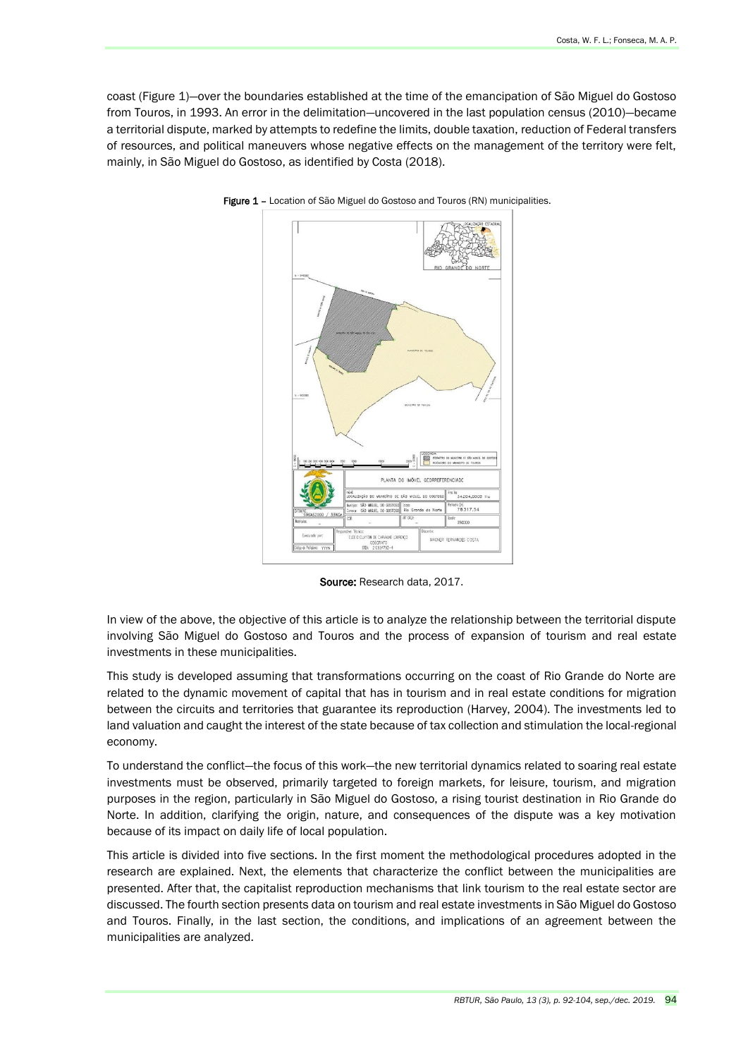coast (Figure 1)—over the boundaries established at the time of the emancipation of São Miguel do Gostoso from Touros, in 1993. An error in the delimitation—uncovered in the last population census (2010)—became a territorial dispute, marked by attempts to redefine the limits, double taxation, reduction of Federal transfers of resources, and political maneuvers whose negative effects on the management of the territory were felt, mainly, in São Miguel do Gostoso, as identified by Costa (2018).

**Figure 1** – Location of São Miguel do Gostoso and Touros (RN) municipalities.

**Source:** Research data, 2017.

In view of the above, the objective of this article is to analyze the relationship between the territorial dispute involving São Miguel do Gostoso and Touros and the process of expansion of tourism and real estate investments in these municipalities.

This study is developed assuming that transformations occurring on the coast of Rio Grande do Norte are related to the dynamic movement of capital that has in tourism and in real estate conditions for migration between the circuits and territories that guarantee its reproduction (Harvey, 2004). The investments led to land valuation and caught the interest of the state because of tax collection and stimulation the local-regional economy.

To understand the conflict—the focus of this work—the new territorial dynamics related to soaring real estate investments must be observed, primarily targeted to foreign markets, for leisure, tourism, and migration purposes in the region, particularly in São Miguel do Gostoso, a rising tourist destination in Rio Grande do Norte. In addition, clarifying the origin, nature, and consequences of the dispute was a key motivation because of its impact on daily life of local population.

This article is divided into five sections. In the first moment the methodological procedures adopted in the research are explained. Next, the elements that characterize the conflict between the municipalities are presented. After that, the capitalist reproduction mechanisms that link tourism to the real estate sector are discussed. The fourth section presents data on tourism and real estate investments in São Miguel do Gostoso and Touros. Finally, in the last section, the conditions, and implications of an agreement between the municipalities are analyzed.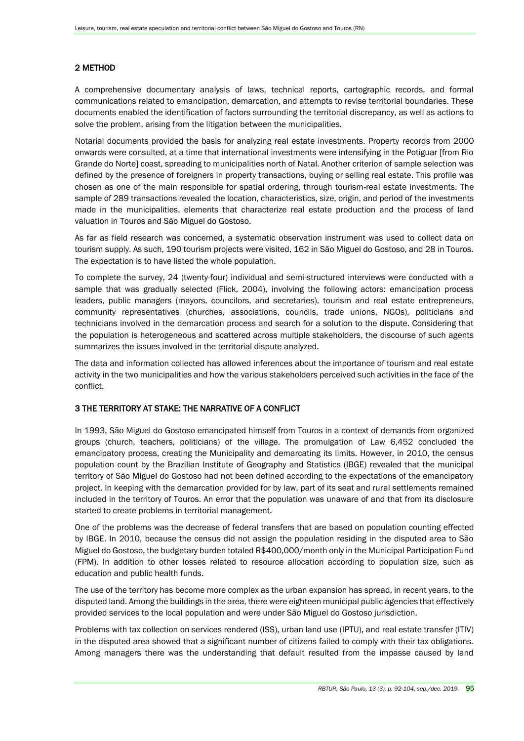## 2 METHOD

A comprehensive documentary analysis of laws, technical reports, cartographic records, and formal communications related to emancipation, demarcation, and attempts to revise territorial boundaries. These documents enabled the identification of factors surrounding the territorial discrepancy, as well as actions to solve the problem, arising from the litigation between the municipalities.

Notarial documents provided the basis for analyzing real estate investments. Property records from 2000 onwards were consulted, at a time that international investments were intensifying in the Potiguar [from Rio Grande do Norte] coast, spreading to municipalities north of Natal. Another criterion of sample selection was defined by the presence of foreigners in property transactions, buying or selling real estate. This profile was chosen as one of the main responsible for spatial ordering, through tourism-real estate investments. The sample of 289 transactions revealed the location, characteristics, size, origin, and period of the investments made in the municipalities, elements that characterize real estate production and the process of land valuation in Touros and São Miguel do Gostoso.

As far as field research was concerned, a systematic observation instrument was used to collect data on tourism supply. As such, 190 tourism projects were visited, 162 in São Miguel do Gostoso, and 28 in Touros. The expectation is to have listed the whole population.

To complete the survey, 24 (twenty-four) individual and semi-structured interviews were conducted with a sample that was gradually selected (Flick, 2004), involving the following actors: emancipation process leaders, public managers (mayors, councilors, and secretaries), tourism and real estate entrepreneurs, community representatives (churches, associations, councils, trade unions, NGOs), politicians and technicians involved in the demarcation process and search for a solution to the dispute. Considering that the population is heterogeneous and scattered across multiple stakeholders, the discourse of such agents summarizes the issues involved in the territorial dispute analyzed.

The data and information collected has allowed inferences about the importance of tourism and real estate activity in the two municipalities and how the various stakeholders perceived such activities in the face of the conflict.

## 3 THE TERRITORY AT STAKE: THE NARRATIVE OF A CONFLICT

In 1993, São Miguel do Gostoso emancipated himself from Touros in a context of demands from organized groups (church, teachers, politicians) of the village. The promulgation of Law 6,452 concluded the emancipatory process, creating the Municipality and demarcating its limits. However, in 2010, the census population count by the Brazilian Institute of Geography and Statistics (IBGE) revealed that the municipal territory of São Miguel do Gostoso had not been defined according to the expectations of the emancipatory project. In keeping with the demarcation provided for by law, part of its seat and rural settlements remained included in the territory of Touros. An error that the population was unaware of and that from its disclosure started to create problems in territorial management.

One of the problems was the decrease of federal transfers that are based on population counting effected by IBGE. In 2010, because the census did not assign the population residing in the disputed area to São Miguel do Gostoso, the budgetary burden totaled R$400,000/month only in the Municipal Participation Fund (FPM). In addition to other losses related to resource allocation according to population size, such as education and public health funds.

The use of the territory has become more complex as the urban expansion has spread, in recent years, to the disputed land. Among the buildings in the area, there were eighteen municipal public agencies that effectively provided services to the local population and were under São Miguel do Gostoso jurisdiction.

Problems with tax collection on services rendered (ISS), urban land use (IPTU), and real estate transfer (ITIV) in the disputed area showed that a significant number of citizens failed to comply with their tax obligations. Among managers there was the understanding that default resulted from the impasse caused by land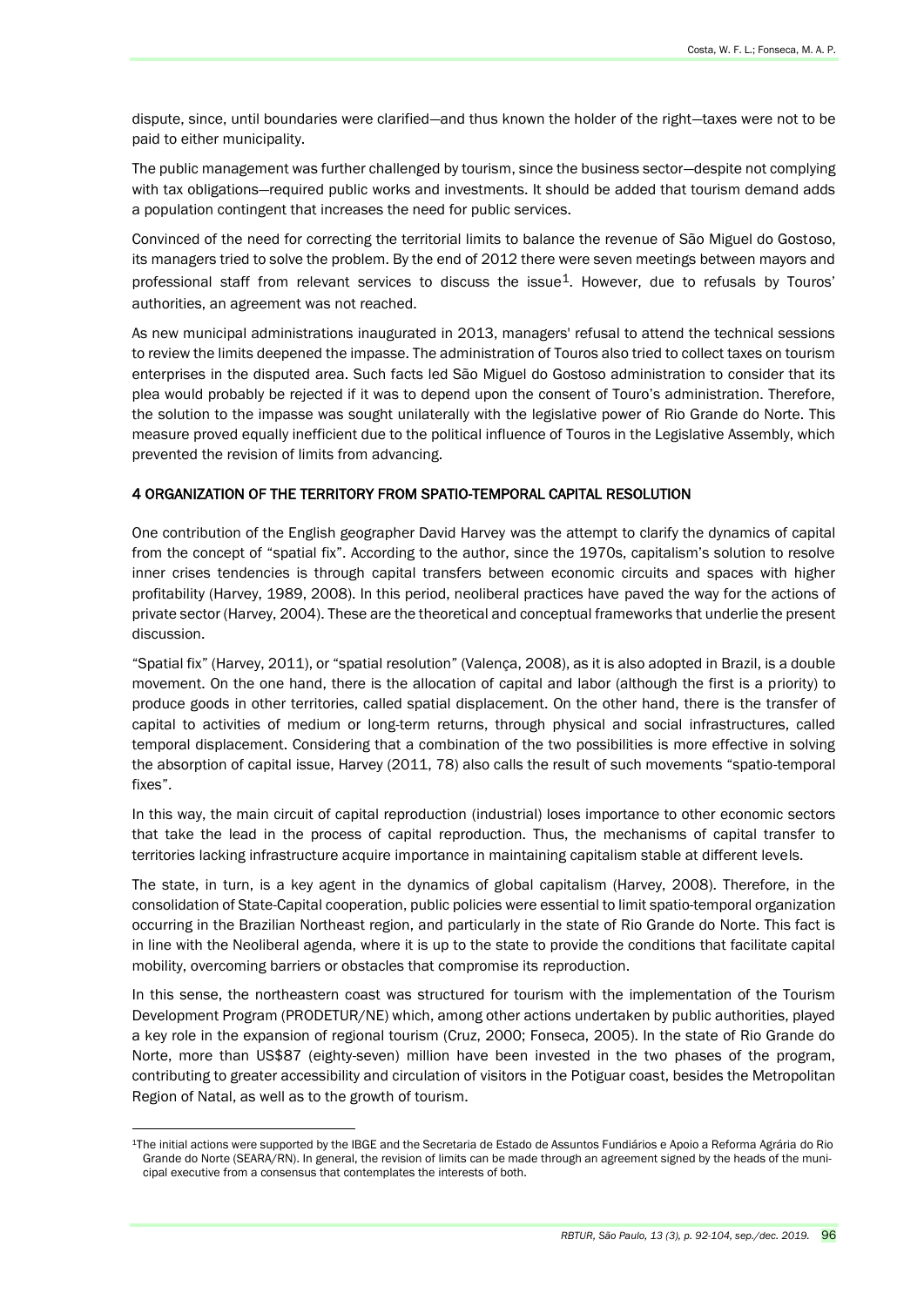dispute, since, until boundaries were clarified—and thus known the holder of the right—taxes were not to be paid to either municipality.

The public management was further challenged by tourism, since the business sector—despite not complying with tax obligations—required public works and investments. It should be added that tourism demand adds a population contingent that increases the need for public services.

Convinced of the need for correcting the territorial limits to balance the revenue of São Miguel do Gostoso, its managers tried to solve the problem. By the end of 2012 there were seven meetings between mayors and professional staff from relevant services to discuss the issue[1]. However, due to refusals by Touros' authorities, an agreement was not reached.

As new municipal administrations inaugurated in 2013, managers' refusal to attend the technical sessions to review the limits deepened the impasse. The administration of Touros also tried to collect taxes on tourism enterprises in the disputed area. Such facts led São Miguel do Gostoso administration to consider that its plea would probably be rejected if it was to depend upon the consent of Touro's administration. Therefore, the solution to the impasse was sought unilaterally with the legislative power of Rio Grande do Norte. This measure proved equally inefficient due to the political influence of Touros in the Legislative Assembly, which prevented the revision of limits from advancing.

## 4 ORGANIZATION OF THE TERRITORY FROM SPATIO-TEMPORAL CAPITAL RESOLUTION

One contribution of the English geographer David Harvey was the attempt to clarify the dynamics of capital from the concept of "spatial fix". According to the author, since the 1970s, capitalism's solution to resolve inner crises tendencies is through capital transfers between economic circuits and spaces with higher profitability (Harvey, 1989, 2008). In this period, neoliberal practices have paved the way for the actions of private sector (Harvey, 2004). These are the theoretical and conceptual frameworks that underlie the present discussion.

"Spatial fix" (Harvey, 2011), or "spatial resolution" (Valença, 2008), as it is also adopted in Brazil, is a double movement. On the one hand, there is the allocation of capital and labor (although the first is a priority) to produce goods in other territories, called spatial displacement. On the other hand, there is the transfer of capital to activities of medium or long-term returns, through physical and social infrastructures, called temporal displacement. Considering that a combination of the two possibilities is more effective in solving the absorption of capital issue, Harvey (2011, 78) also calls the result of such movements "spatio-temporal fixes".

In this way, the main circuit of capital reproduction (industrial) loses importance to other economic sectors that take the lead in the process of capital reproduction. Thus, the mechanisms of capital transfer to territories lacking infrastructure acquire importance in maintaining capitalism stable at different levels.

The state, in turn, is a key agent in the dynamics of global capitalism (Harvey, 2008). Therefore, in the consolidation of State-Capital cooperation, public policies were essential to limit spatio-temporal organization occurring in the Brazilian Northeast region, and particularly in the state of Rio Grande do Norte. This fact is in line with the Neoliberal agenda, where it is up to the state to provide the conditions that facilitate capital mobility, overcoming barriers or obstacles that compromise its reproduction.

In this sense, the northeastern coast was structured for tourism with the implementation of the Tourism Development Program (PRODETUR/NE) which, among other actions undertaken by public authorities, played a key role in the expansion of regional tourism (Cruz, 2000; Fonseca, 2005). In the state of Rio Grande do Norte, more than US$87 (eighty-seven) million have been invested in the two phases of the program, contributing to greater accessibility and circulation of visitors in the Potiguar coast, besides the Metropolitan Region of Natal, as well as to the growth of tourism.

---

[1]The initial actions were supported by the IBGE and the Secretaria de Estado de Assuntos Fundiários e Apoio a Reforma Agrária do Rio Grande do Norte (SEARA/RN). In general, the revision of limits can be made through an agreement signed by the heads of the municipal executive from a consensus that contemplates the interests of both.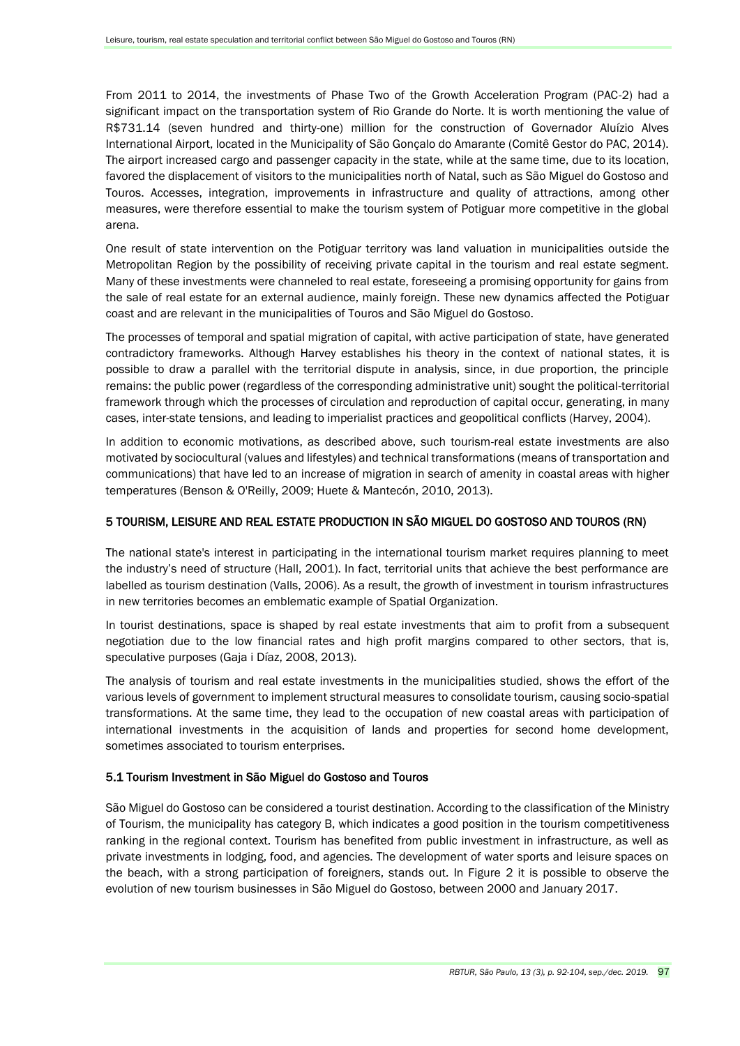From 2011 to 2014, the investments of Phase Two of the Growth Acceleration Program (PAC-2) had a significant impact on the transportation system of Rio Grande do Norte. It is worth mentioning the value of R$731.14 (seven hundred and thirty-one) million for the construction of Governador Aluízio Alves International Airport, located in the Municipality of São Gonçalo do Amarante (Comitê Gestor do PAC, 2014). The airport increased cargo and passenger capacity in the state, while at the same time, due to its location, favored the displacement of visitors to the municipalities north of Natal, such as São Miguel do Gostoso and Touros. Accesses, integration, improvements in infrastructure and quality of attractions, among other measures, were therefore essential to make the tourism system of Potiguar more competitive in the global arena.

One result of state intervention on the Potiguar territory was land valuation in municipalities outside the Metropolitan Region by the possibility of receiving private capital in the tourism and real estate segment. Many of these investments were channeled to real estate, foreseeing a promising opportunity for gains from the sale of real estate for an external audience, mainly foreign. These new dynamics affected the Potiguar coast and are relevant in the municipalities of Touros and São Miguel do Gostoso.

The processes of temporal and spatial migration of capital, with active participation of state, have generated contradictory frameworks. Although Harvey establishes his theory in the context of national states, it is possible to draw a parallel with the territorial dispute in analysis, since, in due proportion, the principle remains: the public power (regardless of the corresponding administrative unit) sought the political-territorial framework through which the processes of circulation and reproduction of capital occur, generating, in many cases, inter-state tensions, and leading to imperialist practices and geopolitical conflicts (Harvey, 2004).

In addition to economic motivations, as described above, such tourism-real estate investments are also motivated by sociocultural (values and lifestyles) and technical transformations (means of transportation and communications) that have led to an increase of migration in search of amenity in coastal areas with higher temperatures (Benson & O'Reilly, 2009; Huete & Mantecón, 2010, 2013).

## 5 TOURISM, LEISURE AND REAL ESTATE PRODUCTION IN SÃO MIGUEL DO GOSTOSO AND TOUROS (RN)

The national state's interest in participating in the international tourism market requires planning to meet the industry's need of structure (Hall, 2001). In fact, territorial units that achieve the best performance are labelled as tourism destination (Valls, 2006). As a result, the growth of investment in tourism infrastructures in new territories becomes an emblematic example of Spatial Organization.

In tourist destinations, space is shaped by real estate investments that aim to profit from a subsequent negotiation due to the low financial rates and high profit margins compared to other sectors, that is, speculative purposes (Gaja i Díaz, 2008, 2013).

The analysis of tourism and real estate investments in the municipalities studied, shows the effort of the various levels of government to implement structural measures to consolidate tourism, causing socio-spatial transformations. At the same time, they lead to the occupation of new coastal areas with participation of international investments in the acquisition of lands and properties for second home development, sometimes associated to tourism enterprises.

### 5.1 Tourism Investment in São Miguel do Gostoso and Touros

São Miguel do Gostoso can be considered a tourist destination. According to the classification of the Ministry of Tourism, the municipality has category B, which indicates a good position in the tourism competitiveness ranking in the regional context. Tourism has benefited from public investment in infrastructure, as well as private investments in lodging, food, and agencies. The development of water sports and leisure spaces on the beach, with a strong participation of foreigners, stands out. In Figure 2 it is possible to observe the evolution of new tourism businesses in São Miguel do Gostoso, between 2000 and January 2017.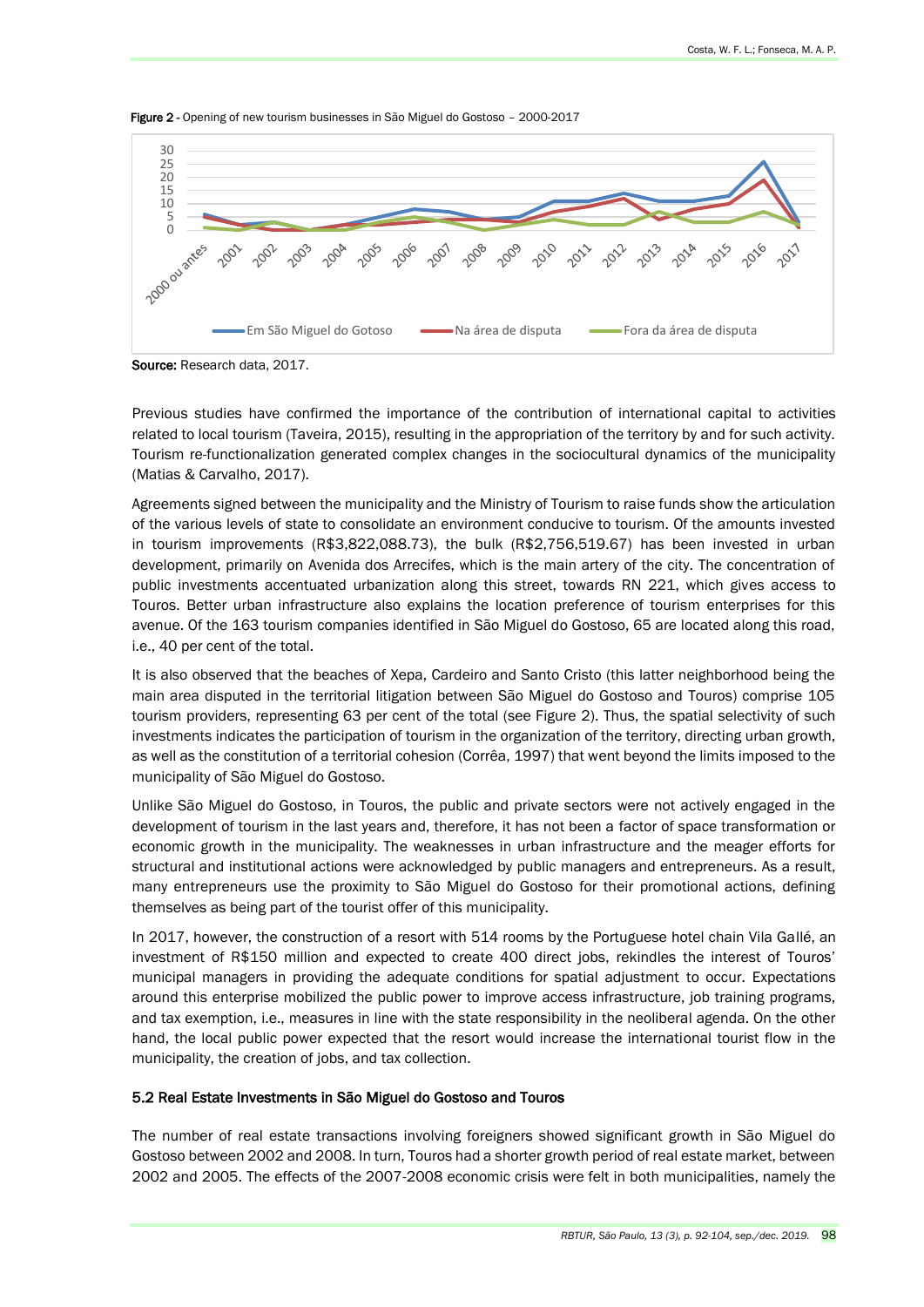**Figure 2** - Opening of new tourism businesses in São Miguel do Gostoso – 2000-2017

**Source:** Research data, 2017.

Previous studies have confirmed the importance of the contribution of international capital to activities related to local tourism (Taveira, 2015), resulting in the appropriation of the territory by and for such activity. Tourism re-functionalization generated complex changes in the sociocultural dynamics of the municipality (Matias & Carvalho, 2017).

Agreements signed between the municipality and the Ministry of Tourism to raise funds show the articulation of the various levels of state to consolidate an environment conducive to tourism. Of the amounts invested in tourism improvements (R$3,822,088.73), the bulk (R$2,756,519.67) has been invested in urban development, primarily on Avenida dos Arrecifes, which is the main artery of the city. The concentration of public investments accentuated urbanization along this street, towards RN 221, which gives access to Touros. Better urban infrastructure also explains the location preference of tourism enterprises for this avenue. Of the 163 tourism companies identified in São Miguel do Gostoso, 65 are located along this road, i.e., 40 per cent of the total.

It is also observed that the beaches of Xepa, Cardeiro and Santo Cristo (this latter neighborhood being the main area disputed in the territorial litigation between São Miguel do Gostoso and Touros) comprise 105 tourism providers, representing 63 per cent of the total (see Figure 2). Thus, the spatial selectivity of such investments indicates the participation of tourism in the organization of the territory, directing urban growth, as well as the constitution of a territorial cohesion (Corrêa, 1997) that went beyond the limits imposed to the municipality of São Miguel do Gostoso.

Unlike São Miguel do Gostoso, in Touros, the public and private sectors were not actively engaged in the development of tourism in the last years and, therefore, it has not been a factor of space transformation or economic growth in the municipality. The weaknesses in urban infrastructure and the meager efforts for structural and institutional actions were acknowledged by public managers and entrepreneurs. As a result, many entrepreneurs use the proximity to São Miguel do Gostoso for their promotional actions, defining themselves as being part of the tourist offer of this municipality.

In 2017, however, the construction of a resort with 514 rooms by the Portuguese hotel chain Vila Gallé, an investment of R$150 million and expected to create 400 direct jobs, rekindles the interest of Touros' municipal managers in providing the adequate conditions for spatial adjustment to occur. Expectations around this enterprise mobilized the public power to improve access infrastructure, job training programs, and tax exemption, i.e., measures in line with the state responsibility in the neoliberal agenda. On the other hand, the local public power expected that the resort would increase the international tourist flow in the municipality, the creation of jobs, and tax collection.

### 5.2 Real Estate Investments in São Miguel do Gostoso and Touros

The number of real estate transactions involving foreigners showed significant growth in São Miguel do Gostoso between 2002 and 2008. In turn, Touros had a shorter growth period of real estate market, between 2002 and 2005. The effects of the 2007-2008 economic crisis were felt in both municipalities, namely the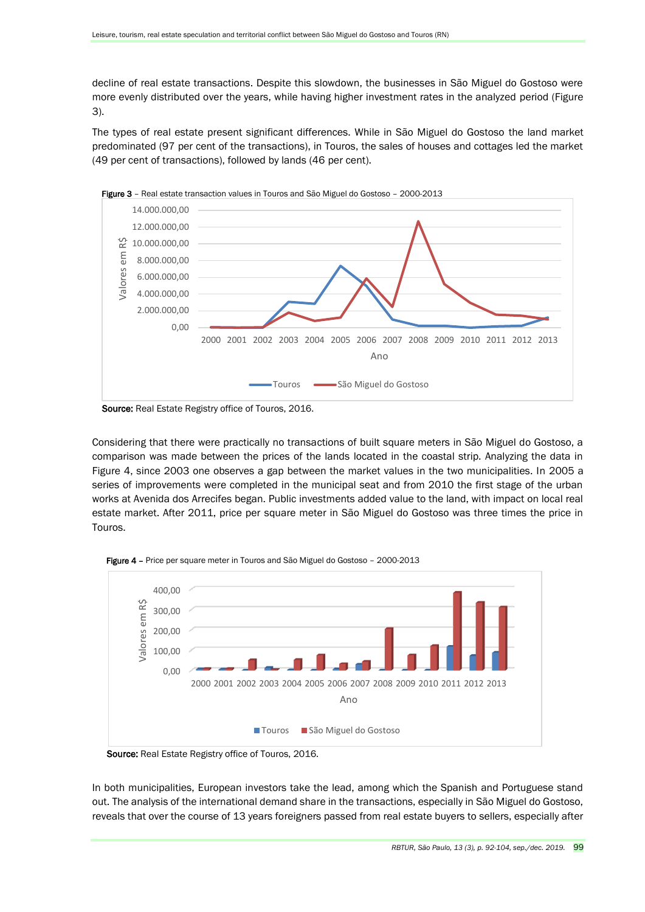decline of real estate transactions. Despite this slowdown, the businesses in São Miguel do Gostoso were more evenly distributed over the years, while having higher investment rates in the analyzed period (Figure 3).

The types of real estate present significant differences. While in São Miguel do Gostoso the land market predominated (97 per cent of the transactions), in Touros, the sales of houses and cottages led the market (49 per cent of transactions), followed by lands (46 per cent).

**Figure 3** – Real estate transaction values in Touros and São Miguel do Gostoso – 2000-2013

**Source:** Real Estate Registry office of Touros, 2016.

Considering that there were practically no transactions of built square meters in São Miguel do Gostoso, a comparison was made between the prices of the lands located in the coastal strip. Analyzing the data in Figure 4, since 2003 one observes a gap between the market values in the two municipalities. In 2005 a series of improvements were completed in the municipal seat and from 2010 the first stage of the urban works at Avenida dos Arrecifes began. Public investments added value to the land, with impact on local real estate market. After 2011, price per square meter in São Miguel do Gostoso was three times the price in Touros.

**Figure 4** – Price per square meter in Touros and São Miguel do Gostoso – 2000-2013

**Source:** Real Estate Registry office of Touros, 2016.

In both municipalities, European investors take the lead, among which the Spanish and Portuguese stand out. The analysis of the international demand share in the transactions, especially in São Miguel do Gostoso, reveals that over the course of 13 years foreigners passed from real estate buyers to sellers, especially after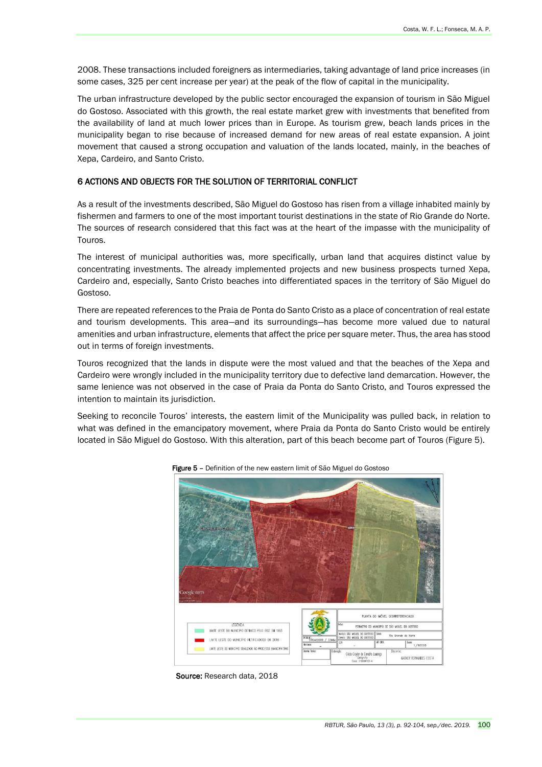2008. These transactions included foreigners as intermediaries, taking advantage of land price increases (in some cases, 325 per cent increase per year) at the peak of the flow of capital in the municipality.

The urban infrastructure developed by the public sector encouraged the expansion of tourism in São Miguel do Gostoso. Associated with this growth, the real estate market grew with investments that benefited from the availability of land at much lower prices than in Europe. As tourism grew, beach lands prices in the municipality began to rise because of increased demand for new areas of real estate expansion. A joint movement that caused a strong occupation and valuation of the lands located, mainly, in the beaches of Xepa, Cardeiro, and Santo Cristo.

## 6 ACTIONS AND OBJECTS FOR THE SOLUTION OF TERRITORIAL CONFLICT

As a result of the investments described, São Miguel do Gostoso has risen from a village inhabited mainly by fishermen and farmers to one of the most important tourist destinations in the state of Rio Grande do Norte. The sources of research considered that this fact was at the heart of the impasse with the municipality of Touros.

The interest of municipal authorities was, more specifically, urban land that acquires distinct value by concentrating investments. The already implemented projects and new business prospects turned Xepa, Cardeiro and, especially, Santo Cristo beaches into differentiated spaces in the territory of São Miguel do Gostoso.

There are repeated references to the Praia de Ponta do Santo Cristo as a place of concentration of real estate and tourism developments. This area—and its surroundings—has become more valued due to natural amenities and urban infrastructure, elements that affect the price per square meter. Thus, the area has stood out in terms of foreign investments.

Touros recognized that the lands in dispute were the most valued and that the beaches of the Xepa and Cardeiro were wrongly included in the municipality territory due to defective land demarcation. However, the same lenience was not observed in the case of Praia da Ponta do Santo Cristo, and Touros expressed the intention to maintain its jurisdiction.

Seeking to reconcile Touros' interests, the eastern limit of the Municipality was pulled back, in relation to what was defined in the emancipatory movement, where Praia da Ponta do Santo Cristo would be entirely located in São Miguel do Gostoso. With this alteration, part of this beach become part of Touros (Figure 5).

**Figure 5** – Definition of the new eastern limit of São Miguel do Gostoso

**Source:** Research data, 2018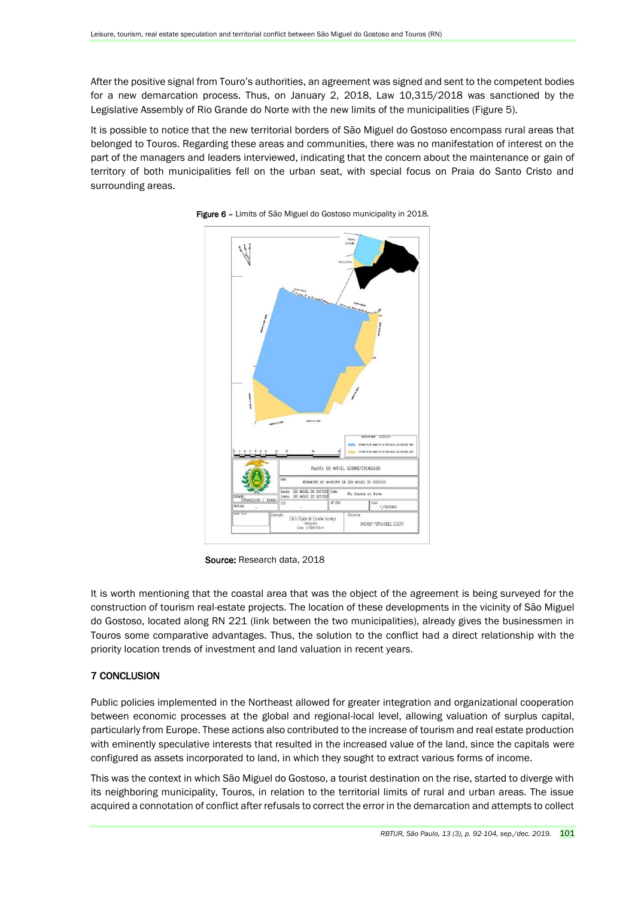After the positive signal from Touro's authorities, an agreement was signed and sent to the competent bodies for a new demarcation process. Thus, on January 2, 2018, Law 10,315/2018 was sanctioned by the Legislative Assembly of Rio Grande do Norte with the new limits of the municipalities (Figure 5).

It is possible to notice that the new territorial borders of São Miguel do Gostoso encompass rural areas that belonged to Touros. Regarding these areas and communities, there was no manifestation of interest on the part of the managers and leaders interviewed, indicating that the concern about the maintenance or gain of territory of both municipalities fell on the urban seat, with special focus on Praia do Santo Cristo and surrounding areas.

**Figure 6** – Limits of São Miguel do Gostoso municipality in 2018.

**Source:** Research data, 2018

It is worth mentioning that the coastal area that was the object of the agreement is being surveyed for the construction of tourism real-estate projects. The location of these developments in the vicinity of São Miguel do Gostoso, located along RN 221 (link between the two municipalities), already gives the businessmen in Touros some comparative advantages. Thus, the solution to the conflict had a direct relationship with the priority location trends of investment and land valuation in recent years.

## 7 CONCLUSION

Public policies implemented in the Northeast allowed for greater integration and organizational cooperation between economic processes at the global and regional-local level, allowing valuation of surplus capital, particularly from Europe. These actions also contributed to the increase of tourism and real estate production with eminently speculative interests that resulted in the increased value of the land, since the capitals were configured as assets incorporated to land, in which they sought to extract various forms of income.

This was the context in which São Miguel do Gostoso, a tourist destination on the rise, started to diverge with its neighboring municipality, Touros, in relation to the territorial limits of rural and urban areas. The issue acquired a connotation of conflict after refusals to correct the error in the demarcation and attempts to collect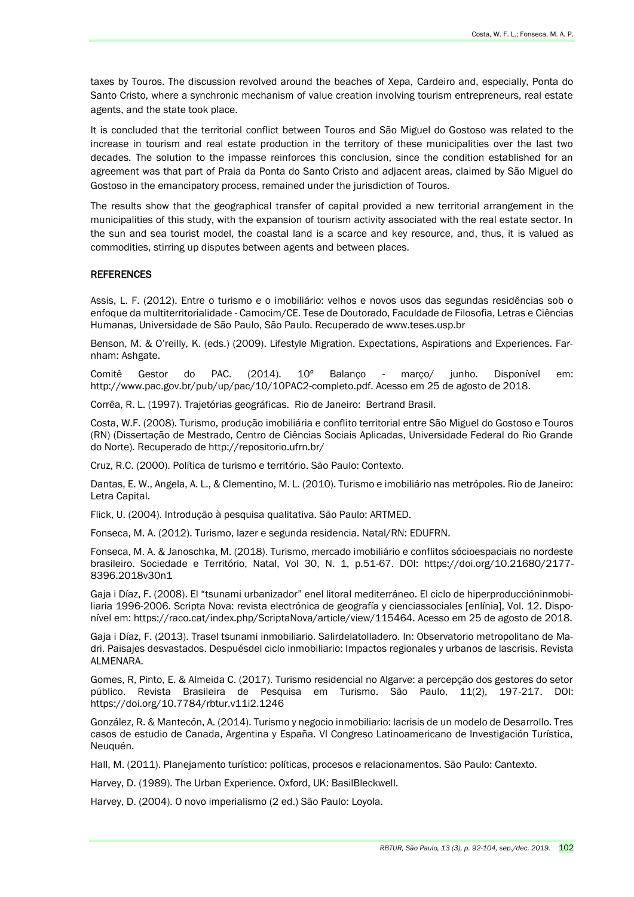taxes by Touros. The discussion revolved around the beaches of Xepa, Cardeiro and, especially, Ponta do Santo Cristo, where a synchronic mechanism of value creation involving tourism entrepreneurs, real estate agents, and the state took place.

It is concluded that the territorial conflict between Touros and São Miguel do Gostoso was related to the increase in tourism and real estate production in the territory of these municipalities over the last two decades. The solution to the impasse reinforces this conclusion, since the condition established for an agreement was that part of Praia da Ponta do Santo Cristo and adjacent areas, claimed by São Miguel do Gostoso in the emancipatory process, remained under the jurisdiction of Touros.

The results show that the geographical transfer of capital provided a new territorial arrangement in the municipalities of this study, with the expansion of tourism activity associated with the real estate sector. In the sun and sea tourist model, the coastal land is a scarce and key resource, and, thus, it is valued as commodities, stirring up disputes between agents and between places.

## REFERENCES

Assis, L. F. (2012). Entre o turismo e o imobiliário: velhos e novos usos das segundas residências sob o enfoque da multiterritorialidade - Camocim/CE. Tese de Doutorado, Faculdade de Filosofia, Letras e Ciências Humanas, Universidade de São Paulo, São Paulo. Recuperado de www.teses.usp.br

Benson, M. & O'reilly, K. (eds.) (2009). Lifestyle Migration. Expectations, Aspirations and Experiences. Farnham: Ashgate.

Comitê Gestor do PAC. (2014). 10º Balanço - março/ junho. Disponível em: http://www.pac.gov.br/pub/up/pac/10/10PAC2-completo.pdf. Acesso em 25 de agosto de 2018.

Corrêa, R. L. (1997). Trajetórias geográficas. Rio de Janeiro: Bertrand Brasil.

Costa, W.F. (2008). Turismo, produção imobiliária e conflito territorial entre São Miguel do Gostoso e Touros (RN) (Dissertação de Mestrado, Centro de Ciências Sociais Aplicadas, Universidade Federal do Rio Grande do Norte). Recuperado de http://repositorio.ufrn.br/

Cruz, R.C. (2000). Política de turismo e território. São Paulo: Contexto.

Dantas, E. W., Angela, A. L., & Clementino, M. L. (2010). Turismo e imobiliário nas metrópoles. Rio de Janeiro: Letra Capital.

Flick, U. (2004). Introdução à pesquisa qualitativa. São Paulo: ARTMED.

Fonseca, M. A. (2012). Turismo, lazer e segunda residencia. Natal/RN: EDUFRN.

Fonseca, M. A. & Janoschka, M. (2018). Turismo, mercado imobiliário e conflitos sócioespaciais no nordeste brasileiro. Sociedade e Território, Natal, Vol 30, N. 1, p.51-67. DOI: https://doi.org/10.21680/2177-8396.2018v30n1

Gaja i Díaz, F. (2008). El "tsunami urbanizador" enel litoral mediterráneo. El ciclo de hiperproduccióninmobiliaria 1996-2006. Scripta Nova: revista electrónica de geografía y cienciassociales [enlínia], Vol. 12. Disponível em: https://raco.cat/index.php/ScriptaNova/article/view/115464. Acesso em 25 de agosto de 2018.

Gaja i Díaz, F. (2013). Trasel tsunami inmobiliario. Salirdelatolladero. In: Observatorio metropolitano de Madri. Paisajes desvastados. Despuésdel ciclo inmobiliario: Impactos regionales y urbanos de lascrisis. Revista ALMENARA.

Gomes, R, Pinto, E. & Almeida C. (2017). Turismo residencial no Algarve: a percepção dos gestores do setor público. Revista Brasileira de Pesquisa em Turismo. São Paulo, 11(2), 197-217. DOI: https://doi.org/10.7784/rbtur.v11i2.1246

González, R. & Mantecón, A. (2014). Turismo y negocio inmobiliario: lacrisis de un modelo de Desarrollo. Tres casos de estudio de Canada, Argentina y España. VI Congreso Latinoamericano de Investigación Turística, Neuquén.

Hall, M. (2011). Planejamento turístico: políticas, procesos e relacionamentos. São Paulo: Cantexto.

Harvey, D. (1989). The Urban Experience. Oxford, UK: BasilBleckwell.

Harvey, D. (2004). O novo imperialismo (2 ed.) São Paulo: Loyola.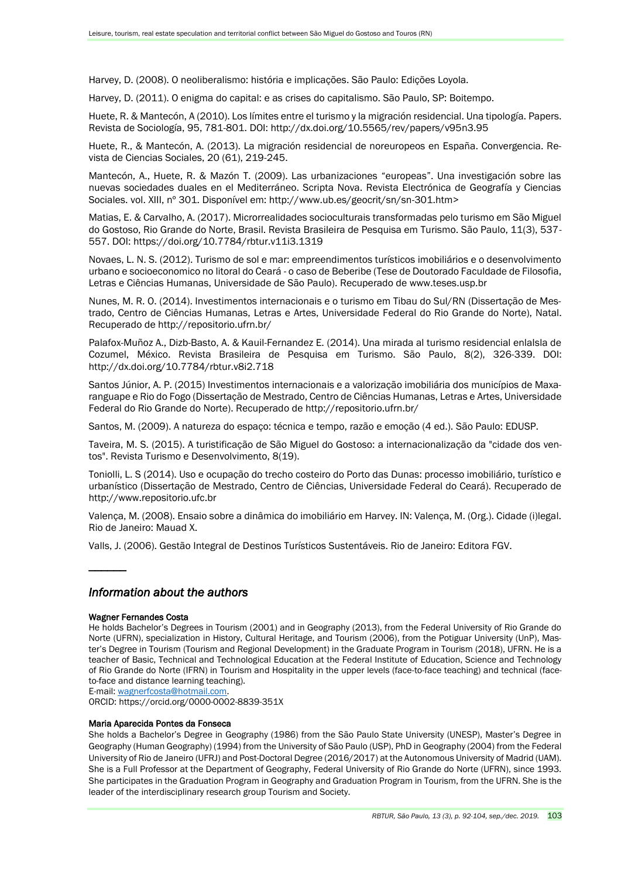Harvey, D. (2008). O neoliberalismo: história e implicações. São Paulo: Edições Loyola.

Harvey, D. (2011). O enigma do capital: e as crises do capitalismo. São Paulo, SP: Boitempo.

Huete, R. & Mantecón, A (2010). Los límites entre el turismo y la migración residencial. Una tipología. Papers. Revista de Sociología, 95, 781-801. DOI: http://dx.doi.org/10.5565/rev/papers/v95n3.95

Huete, R., & Mantecón, A. (2013). La migración residencial de noreuropeos en España. Convergencia. Revista de Ciencias Sociales, 20 (61), 219-245.

Mantecón, A., Huete, R. & Mazón T. (2009). Las urbanizaciones "europeas". Una investigación sobre las nuevas sociedades duales en el Mediterráneo. Scripta Nova. Revista Electrónica de Geografía y Ciencias Sociales. vol. XIII, nº 301. Disponível em: http://www.ub.es/geocrit/sn/sn-301.htm>

Matias, E. & Carvalho, A. (2017). Microrrealidades socioculturais transformadas pelo turismo em São Miguel do Gostoso, Rio Grande do Norte, Brasil. Revista Brasileira de Pesquisa em Turismo. São Paulo, 11(3), 537-557. DOI: https://doi.org/10.7784/rbtur.v11i3.1319

Novaes, L. N. S. (2012). Turismo de sol e mar: empreendimentos turísticos imobiliários e o desenvolvimento urbano e socioeconomico no litoral do Ceará - o caso de Beberibe (Tese de Doutorado Faculdade de Filosofia, Letras e Ciências Humanas, Universidade de São Paulo). Recuperado de www.teses.usp.br

Nunes, M. R. O. (2014). Investimentos internacionais e o turismo em Tibau do Sul/RN (Dissertação de Mestrado, Centro de Ciências Humanas, Letras e Artes, Universidade Federal do Rio Grande do Norte), Natal. Recuperado de http://repositorio.ufrn.br/

Palafox-Muñoz A., Dizb-Basto, A. & Kauil-Fernandez E. (2014). Una mirada al turismo residencial enlaIsla de Cozumel, México. Revista Brasileira de Pesquisa em Turismo. São Paulo, 8(2), 326-339. DOI: http://dx.doi.org/10.7784/rbtur.v8i2.718

Santos Júnior, A. P. (2015) Investimentos internacionais e a valorização imobiliária dos municípios de Maxaranguape e Rio do Fogo (Dissertação de Mestrado, Centro de Ciências Humanas, Letras e Artes, Universidade Federal do Rio Grande do Norte). Recuperado de http://repositorio.ufrn.br/

Santos, M. (2009). A natureza do espaço: técnica e tempo, razão e emoção (4 ed.). São Paulo: EDUSP.

Taveira, M. S. (2015). A turistificação de São Miguel do Gostoso: a internacionalização da "cidade dos ventos". Revista Turismo e Desenvolvimento, 8(19).

Toniolli, L. S (2014). Uso e ocupação do trecho costeiro do Porto das Dunas: processo imobiliário, turístico e urbanístico (Dissertação de Mestrado, Centro de Ciências, Universidade Federal do Ceará). Recuperado de http://www.repositorio.ufc.br

Valença, M. (2008). Ensaio sobre a dinâmica do imobiliário em Harvey. IN: Valença, M. (Org.). Cidade (i)legal. Rio de Janeiro: Mauad X.

Valls, J. (2006). Gestão Integral de Destinos Turísticos Sustentáveis. Rio de Janeiro: Editora FGV.

---

## *Information about the authors*

**Wagner Fernandes Costa**

He holds Bachelor's Degrees in Tourism (2001) and in Geography (2013), from the Federal University of Rio Grande do Norte (UFRN), specialization in History, Cultural Heritage, and Tourism (2006), from the Potiguar University (UnP), Master's Degree in Tourism (Tourism and Regional Development) in the Graduate Program in Tourism (2018), UFRN. He is a teacher of Basic, Technical and Technological Education at the Federal Institute of Education, Science and Technology of Rio Grande do Norte (IFRN) in Tourism and Hospitality in the upper levels (face-to-face teaching) and technical (face-to-face and distance learning teaching).
E-mail: wagnerfcosta@hotmail.com.
ORCID: https://orcid.org/0000-0002-8839-351X

**Maria Aparecida Pontes da Fonseca**

She holds a Bachelor's Degree in Geography (1986) from the São Paulo State University (UNESP), Master's Degree in Geography (Human Geography) (1994) from the University of São Paulo (USP), PhD in Geography (2004) from the Federal University of Rio de Janeiro (UFRJ) and Post-Doctoral Degree (2016/2017) at the Autonomous University of Madrid (UAM). She is a Full Professor at the Department of Geography, Federal University of Rio Grande do Norte (UFRN), since 1993. She participates in the Graduation Program in Geography and Graduation Program in Tourism, from the UFRN. She is the leader of the interdisciplinary research group Tourism and Society.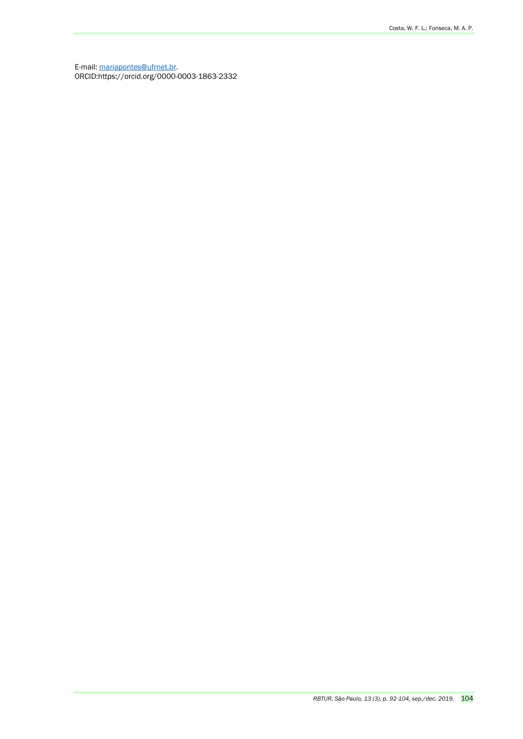E-mail: [mariapontes@ufrnet.br](mailto:mariapontes@ufrnet.br).
ORCID:https://orcid.org/0000-0003-1863-2332